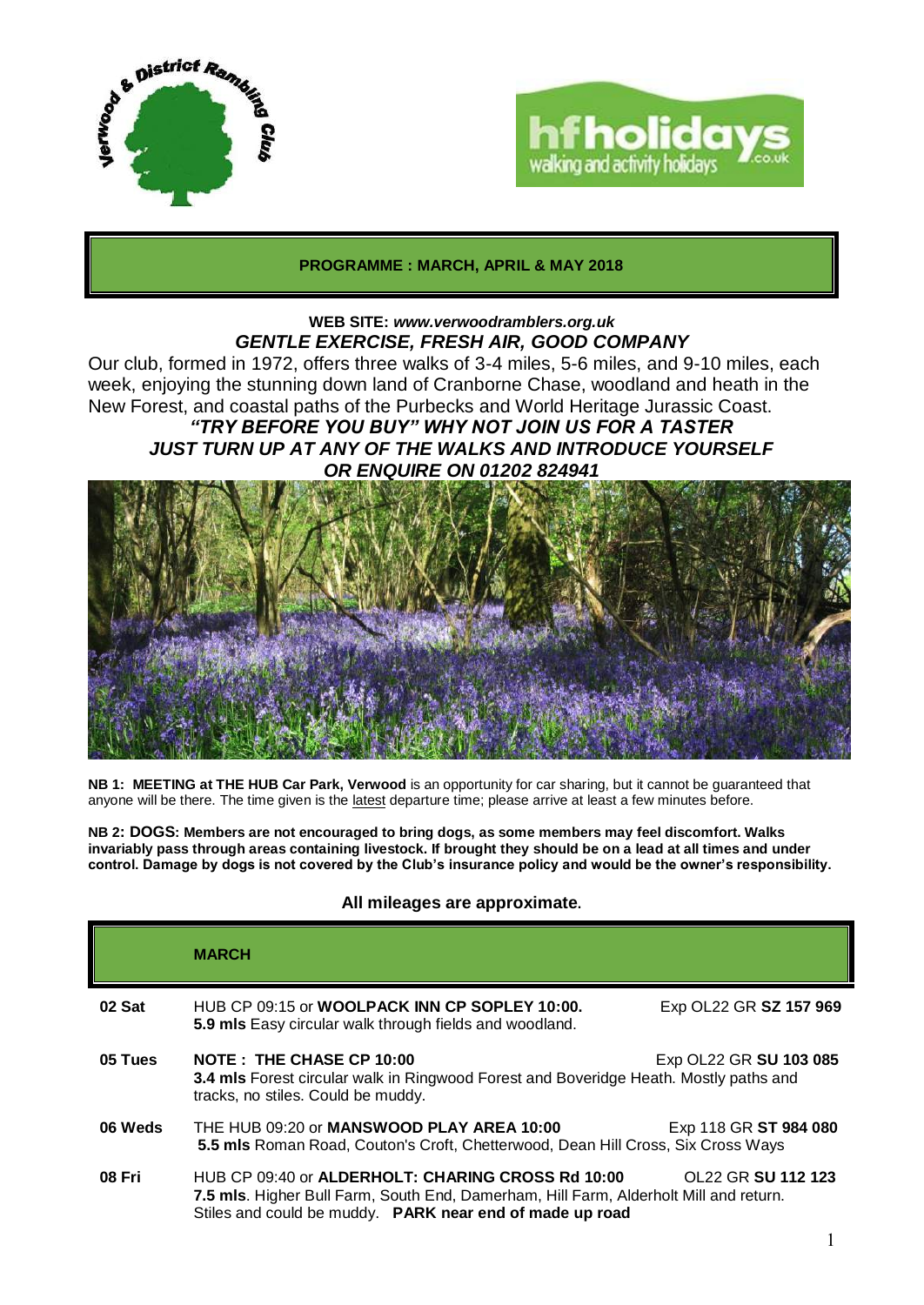**PROGRAMME : MARCH, APRIL & MAY 2018**

**WEB SITE:** ***www.verwoodramblers.org.uk***

***GENTLE EXERCISE, FRESH AIR, GOOD COMPANY***

Our club, formed in 1972, offers three walks of 3-4 miles, 5-6 miles, and 9-10 miles, each week, enjoying the stunning down land of Cranborne Chase, woodland and heath in the New Forest, and coastal paths of the Purbecks and World Heritage Jurassic Coast.

***"TRY BEFORE YOU BUY" WHY NOT JOIN US FOR A TASTER***
***JUST TURN UP AT ANY OF THE WALKS AND INTRODUCE YOURSELF***
***OR ENQUIRE ON 01202 824941***

**NB 1: MEETING at THE HUB Car Park, Verwood** is an opportunity for car sharing, but it cannot be guaranteed that anyone will be there. The time given is the latest departure time; please arrive at least a few minutes before.

**NB 2: DOGS: Members are not encouraged to bring dogs, as some members may feel discomfort. Walks invariably pass through areas containing livestock. If brought they should be on a lead at all times and under control. Damage by dogs is not covered by the Club's insurance policy and would be the owner's responsibility.**

**All mileages are approximate.**

| | **MARCH** | |
|---|---|---|
| **02 Sat** | HUB CP 09:15 or **WOOLPACK INN CP SOPLEY 10:00.**<br>**5.9 mls** Easy circular walk through fields and woodland. | Exp OL22 GR **SZ 157 969** |
| **05 Tues** | **NOTE : THE CHASE CP 10:00**<br>**3.4 mls** Forest circular walk in Ringwood Forest and Boveridge Heath. Mostly paths and tracks, no stiles. Could be muddy. | Exp OL22 GR **SU 103 085** |
| **06 Weds** | THE HUB 09:20 or **MANSWOOD PLAY AREA 10:00**<br>**5.5 mls** Roman Road, Couton's Croft, Chetterwood, Dean Hill Cross, Six Cross Ways | Exp 118 GR **ST 984 080** |
| **08 Fri** | HUB CP 09:40 or **ALDERHOLT: CHARING CROSS Rd 10:00**<br>**7.5 mls**. Higher Bull Farm, South End, Damerham, Hill Farm, Alderholt Mill and return. Stiles and could be muddy. **PARK near end of made up road** | OL22 GR **SU 112 123** |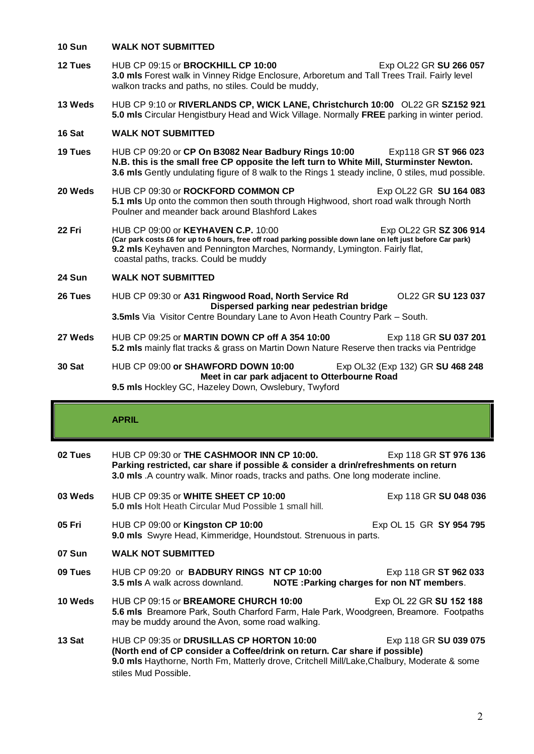**10 Sun** **WALK NOT SUBMITTED**

**12 Tues** HUB CP 09:15 or **BROCKHILL CP 10:00** Exp OL22 GR **SU 266 057**
**3.0 mls** Forest walk in Vinney Ridge Enclosure, Arboretum and Tall Trees Trail. Fairly level walkon tracks and paths, no stiles. Could be muddy,

**13 Weds** HUB CP 9:10 or **RIVERLANDS CP, WICK LANE, Christchurch 10:00** OL22 GR **SZ152 921**
**5.0 mls** Circular Hengistbury Head and Wick Village. Normally **FREE** parking in winter period.

**16 Sat** **WALK NOT SUBMITTED**

**19 Tues** HUB CP 09:20 or **CP On B3082 Near Badbury Rings 10:00** Exp118 GR **ST 966 023**
**N.B. this is the small free CP opposite the left turn to White Mill, Sturminster Newton.**
**3.6 mls** Gently undulating figure of 8 walk to the Rings 1 steady incline, 0 stiles, mud possible.

**20 Weds** HUB CP 09:30 or **ROCKFORD COMMON CP** Exp OL22 GR **SU 164 083**
**5.1 mls** Up onto the common then south through Highwood, short road walk through North Poulner and meander back around Blashford Lakes

**22 Fri** HUB CP 09:00 or **KEYHAVEN C.P.** 10:00 Exp OL22 GR **SZ 306 914**
**(Car park costs £6 for up to 6 hours, free off road parking possible down lane on left just before Car park)**
**9.2 mls** Keyhaven and Pennington Marches, Normandy, Lymington. Fairly flat, coastal paths, tracks. Could be muddy

**24 Sun** **WALK NOT SUBMITTED**

**26 Tues** HUB CP 09:30 or **A31 Ringwood Road, North Service Rd** OL22 GR **SU 123 037**
**Dispersed parking near pedestrian bridge**
**3.5mls** Via Visitor Centre Boundary Lane to Avon Heath Country Park – South.

**27 Weds** HUB CP 09:25 or **MARTIN DOWN CP off A 354 10:00** Exp 118 GR **SU 037 201**
**5.2 mls** mainly flat tracks & grass on Martin Down Nature Reserve then tracks via Pentridge

**30 Sat** HUB CP 09:00 **or SHAWFORD DOWN 10:00** Exp OL32 (Exp 132) GR **SU 468 248**
**Meet in car park adjacent to Otterbourne Road**
**9.5 mls** Hockley GC, Hazeley Down, Owslebury, Twyford

## APRIL

**02 Tues** HUB CP 09:30 or **THE CASHMOOR INN CP 10:00.** Exp 118 GR **ST 976 136**
**Parking restricted, car share if possible & consider a drin/refreshments on return**
**3.0 mls** .A country walk. Minor roads, tracks and paths. One long moderate incline.

**03 Weds** HUB CP 09:35 or **WHITE SHEET CP 10:00** Exp 118 GR **SU 048 036**
**5.0 mls** Holt Heath Circular Mud Possible 1 small hill.

**05 Fri** HUB CP 09:00 or **Kingston CP 10:00** Exp OL 15 GR **SY 954 795**
**9.0 mls** Swyre Head, Kimmeridge, Houndstout. Strenuous in parts.

**07 Sun** **WALK NOT SUBMITTED**

**09 Tues** HUB CP 09:20 or **BADBURY RINGS NT CP 10:00** Exp 118 GR **ST 962 033**
**3.5 mls** A walk across downland. **NOTE :Parking charges for non NT members**.

**10 Weds** HUB CP 09:15 or **BREAMORE CHURCH 10:00** Exp OL 22 GR **SU 152 188**
**5.6 mls** Breamore Park, South Charford Farm, Hale Park, Woodgreen, Breamore. Footpaths may be muddy around the Avon, some road walking.

**13 Sat** HUB CP 09:35 or **DRUSILLAS CP HORTON 10:00** Exp 118 GR **SU 039 075**
**(North end of CP consider a Coffee/drink on return. Car share if possible)**
**9.0 mls** Haythorne, North Fm, Matterly drove, Critchell Mill/Lake,Chalbury, Moderate & some stiles Mud Possible.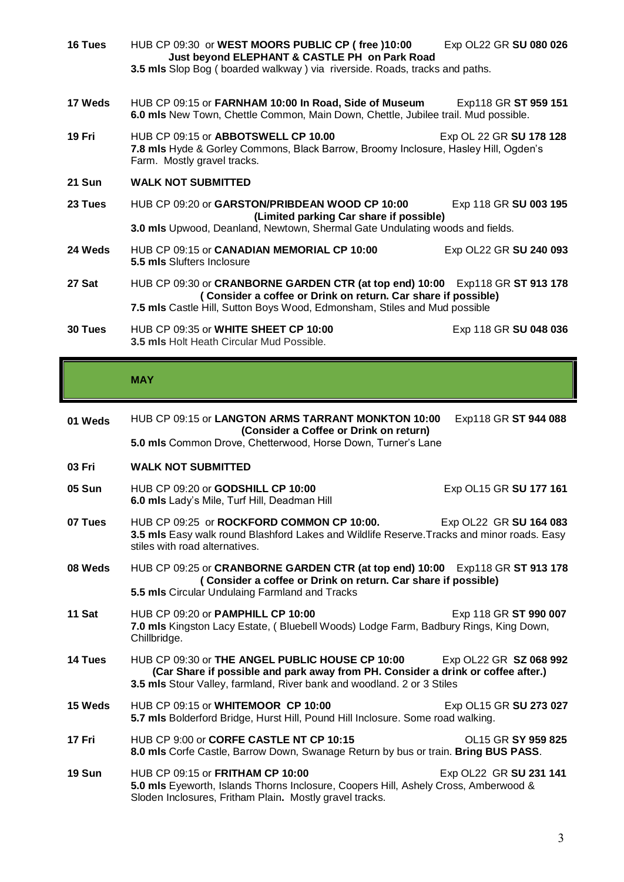**16 Tues** HUB CP 09:30 or **WEST MOORS PUBLIC CP ( free )10:00** Exp OL22 GR **SU 080 026**
**Just beyond ELEPHANT & CASTLE PH on Park Road**
**3.5 mls** Slop Bog ( boarded walkway ) via riverside. Roads, tracks and paths.

**17 Weds** HUB CP 09:15 or **FARNHAM 10:00 In Road, Side of Museum** Exp118 GR **ST 959 151**
**6.0 mls** New Town, Chettle Common, Main Down, Chettle, Jubilee trail. Mud possible.

**19 Fri** HUB CP 09:15 or **ABBOTSWELL CP 10.00** Exp OL 22 GR **SU 178 128**
**7.8 mls** Hyde & Gorley Commons, Black Barrow, Broomy Inclosure, Hasley Hill, Ogden's Farm. Mostly gravel tracks.

**21 Sun** **WALK NOT SUBMITTED**

**23 Tues** HUB CP 09:20 or **GARSTON/PRIBDEAN WOOD CP 10:00** Exp 118 GR **SU 003 195**
**(Limited parking Car share if possible)**
**3.0 mls** Upwood, Deanland, Newtown, Shermal Gate Undulating woods and fields.

**24 Weds** HUB CP 09:15 or **CANADIAN MEMORIAL CP 10:00** Exp OL22 GR **SU 240 093**
**5.5 mls** Slufters Inclosure

**27 Sat** HUB CP 09:30 or **CRANBORNE GARDEN CTR (at top end) 10:00** Exp118 GR **ST 913 178**
**( Consider a coffee or Drink on return. Car share if possible)**
**7.5 mls** Castle Hill, Sutton Boys Wood, Edmonsham, Stiles and Mud possible

**30 Tues** HUB CP 09:35 or **WHITE SHEET CP 10:00** Exp 118 GR **SU 048 036**
**3.5 mls** Holt Heath Circular Mud Possible.

## MAY

**01 Weds** HUB CP 09:15 or **LANGTON ARMS TARRANT MONKTON 10:00** Exp118 GR **ST 944 088**
**(Consider a Coffee or Drink on return)**
**5.0 mls** Common Drove, Chetterwood, Horse Down, Turner's Lane

**03 Fri** **WALK NOT SUBMITTED**

**05 Sun** HUB CP 09:20 or **GODSHILL CP 10:00** Exp OL15 GR **SU 177 161**
**6.0 mls** Lady's Mile, Turf Hill, Deadman Hill

**07 Tues** HUB CP 09:25 or **ROCKFORD COMMON CP 10:00.** Exp OL22 GR **SU 164 083**
**3.5 mls** Easy walk round Blashford Lakes and Wildlife Reserve.Tracks and minor roads. Easy stiles with road alternatives.

**08 Weds** HUB CP 09:25 or **CRANBORNE GARDEN CTR (at top end) 10:00** Exp118 GR **ST 913 178**
**( Consider a coffee or Drink on return. Car share if possible)**
**5.5 mls** Circular Undulaing Farmland and Tracks

**11 Sat** HUB CP 09:20 or **PAMPHILL CP 10:00** Exp 118 GR **ST 990 007**
**7.0 mls** Kingston Lacy Estate, ( Bluebell Woods) Lodge Farm, Badbury Rings, King Down, Chillbridge.

**14 Tues** HUB CP 09:30 or **THE ANGEL PUBLIC HOUSE CP 10:00** Exp OL22 GR **SZ 068 992**
**(Car Share if possible and park away from PH. Consider a drink or coffee after.)**
**3.5 mls** Stour Valley, farmland, River bank and woodland. 2 or 3 Stiles

**15 Weds** HUB CP 09:15 or **WHITEMOOR CP 10:00** Exp OL15 GR **SU 273 027**
**5.7 mls** Bolderford Bridge, Hurst Hill, Pound Hill Inclosure. Some road walking.

**17 Fri** HUB CP 9:00 or **CORFE CASTLE NT CP 10:15** OL15 GR **SY 959 825**
**8.0 mls** Corfe Castle, Barrow Down, Swanage Return by bus or train. **Bring BUS PASS**.

**19 Sun** HUB CP 09:15 or **FRITHAM CP 10:00** Exp OL22 GR **SU 231 141**
**5.0 mls** Eyeworth, Islands Thorns Inclosure, Coopers Hill, Ashely Cross, Amberwood & Sloden Inclosures, Fritham Plain**.** Mostly gravel tracks.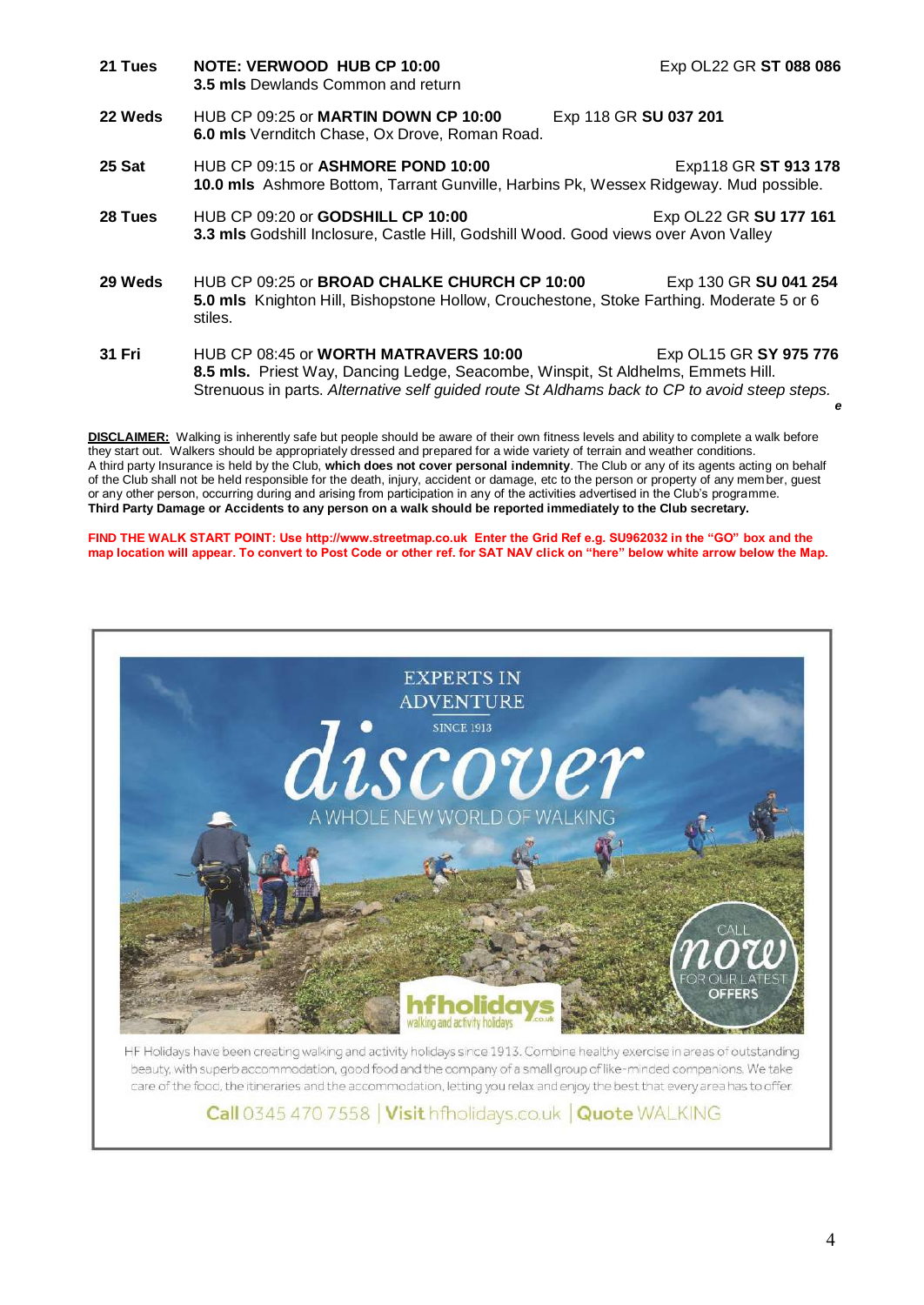| | | |
|---|---|---|
| **21 Tues** | **NOTE: VERWOOD HUB CP 10:00**<br>**3.5 mls** Dewlands Common and return | Exp OL22 GR **ST 088 086** |
| **22 Weds** | HUB CP 09:25 or **MARTIN DOWN CP 10:00**<br>**6.0 mls** Vernditch Chase, Ox Drove, Roman Road. | Exp 118 GR **SU 037 201** |
| **25 Sat** | HUB CP 09:15 or **ASHMORE POND 10:00**<br>**10.0 mls** Ashmore Bottom, Tarrant Gunville, Harbins Pk, Wessex Ridgeway. Mud possible. | Exp118 GR **ST 913 178** |
| **28 Tues** | HUB CP 09:20 or **GODSHILL CP 10:00**<br>**3.3 mls** Godshill Inclosure, Castle Hill, Godshill Wood. Good views over Avon Valley | Exp OL22 GR **SU 177 161** |
| **29 Weds** | HUB CP 09:25 or **BROAD CHALKE CHURCH CP 10:00**<br>**5.0 mls** Knighton Hill, Bishopstone Hollow, Crouchestone, Stoke Farthing. Moderate 5 or 6 stiles. | Exp 130 GR **SU 041 254** |
| **31 Fri** | HUB CP 08:45 or **WORTH MATRAVERS 10:00**<br>**8.5 mls.** Priest Way, Dancing Ledge, Seacombe, Winspit, St Aldhelms, Emmets Hill. Strenuous in parts. *Alternative self guided route St Aldhams back to CP to avoid steep steps.* | Exp OL15 GR **SY 975 776** |

***e***

**DISCLAIMER:** Walking is inherently safe but people should be aware of their own fitness levels and ability to complete a walk before they start out. Walkers should be appropriately dressed and prepared for a wide variety of terrain and weather conditions. A third party Insurance is held by the Club, **which does not cover personal indemnity**. The Club or any of its agents acting on behalf of the Club shall not be held responsible for the death, injury, accident or damage, etc to the person or property of any member, guest or any other person, occurring during and arising from participation in any of the activities advertised in the Club's programme.
**Third Party Damage or Accidents to any person on a walk should be reported immediately to the Club secretary.**

**FIND THE WALK START POINT: Use http://www.streetmap.co.uk Enter the Grid Ref e.g. SU962032 in the "GO" box and the map location will appear. To convert to Post Code or other ref. for SAT NAV click on "here" below white arrow below the Map.**

EXPERTS IN ADVENTURE

SINCE 1913

discover

A WHOLE NEW WORLD OF WALKING

CALL now FOR OUR LATEST OFFERS

hfholidays walking and activity holidays

HF Holidays have been creating walking and activity holidays since 1913. Combine healthy exercise in areas of outstanding beauty, with superb accommodation, good food and the company of a small group of like-minded companions. We take care of the food, the itineraries and the accommodation, letting you relax and enjoy the best that every area has to offer.

**Call** 0345 470 7558 | **Visit** hfholidays.co.uk | **Quote** WALKING